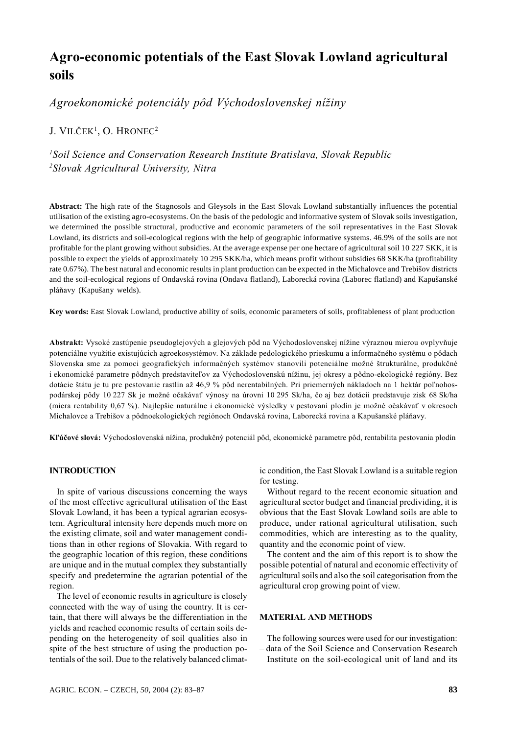# Agro-economic potentials of the East Slovak Lowland agricultural soils

*Agroekonomické potenciály pôd Východoslovenskej nížiny*

J. VILČEK[1], O. HRONEC[2]

*[1]Soil Science and Conservation Research Institute Bratislava, Slovak Republic*
*[2]Slovak Agricultural University, Nitra*

**Abstract:** The high rate of the Stagnosols and Gleysols in the East Slovak Lowland substantially influences the potential utilisation of the existing agro-ecosystems. On the basis of the pedologic and informative system of Slovak soils investigation, we determined the possible structural, productive and economic parameters of the soil representatives in the East Slovak Lowland, its districts and soil-ecological regions with the help of geographic informative systems. 46.9% of the soils are not profitable for the plant growing without subsidies. At the average expense per one hectare of agricultural soil 10 227 SKK, it is possible to expect the yields of approximately 10 295 SKK/ha, which means profit without subsidies 68 SKK/ha (profitability rate 0.67%). The best natural and economic results in plant production can be expected in the Michalovce and Trebišov districts and the soil-ecological regions of Ondavská rovina (Ondava flatland), Laborecká rovina (Laborec flatland) and Kapušanské pláňavy (Kapušany welds).

**Key words:** East Slovak Lowland, productive ability of soils, economic parameters of soils, profitableness of plant production

**Abstrakt:** Vysoké zastúpenie pseudoglejových a glejových pôd na Východoslovenskej nížine výraznou mierou ovplyvňuje potenciálne využitie existujúcich agroekosystémov. Na základe pedologického prieskumu a informačného systému o pôdach Slovenska sme za pomoci geografických informačných systémov stanovili potenciálne možné štrukturálne, produkčné i ekonomické parametre pôdnych predstaviteľov za Východoslovenskú nížinu, jej okresy a pôdno-ekologické regióny. Bez dotácie štátu je tu pre pestovanie rastlín až 46,9 % pôd nerentabilných. Pri priemerných nákladoch na 1 hektár poľnohospodárskej pôdy 10 227 Sk je možné očakávať výnosy na úrovni 10 295 Sk/ha, čo aj bez dotácii predstavuje zisk 68 Sk/ha (miera rentability 0,67 %). Najlepšie naturálne i ekonomické výsledky v pestovaní plodín je možné očakávať v okresoch Michalovce a Trebišov a pôdnoekologických regiónoch Ondavská rovina, Laborecká rovina a Kapušanské pláňavy.

**Kľúčové slová:** Východoslovenská nížina, produkčný potenciál pôd, ekonomické parametre pôd, rentabilita pestovania plodín

## INTRODUCTION

In spite of various discussions concerning the ways of the most effective agricultural utilisation of the East Slovak Lowland, it has been a typical agrarian ecosystem. Agricultural intensity here depends much more on the existing climate, soil and water management conditions than in other regions of Slovakia. With regard to the geographic location of this region, these conditions are unique and in the mutual complex they substantially specify and predetermine the agrarian potential of the region.

The level of economic results in agriculture is closely connected with the way of using the country. It is certain, that there will always be the differentiation in the yields and reached economic results of certain soils depending on the heterogeneity of soil qualities also in spite of the best structure of using the production potentials of the soil. Due to the relatively balanced climatic condition, the East Slovak Lowland is a suitable region for testing.

Without regard to the recent economic situation and agricultural sector budget and financial predividing, it is obvious that the East Slovak Lowland soils are able to produce, under rational agricultural utilisation, such commodities, which are interesting as to the quality, quantity and the economic point of view.

The content and the aim of this report is to show the possible potential of natural and economic effectivity of agricultural soils and also the soil categorisation from the agricultural crop growing point of view.

## MATERIAL AND METHODS

The following sources were used for our investigation:
– data of the Soil Science and Conservation Research Institute on the soil-ecological unit of land and its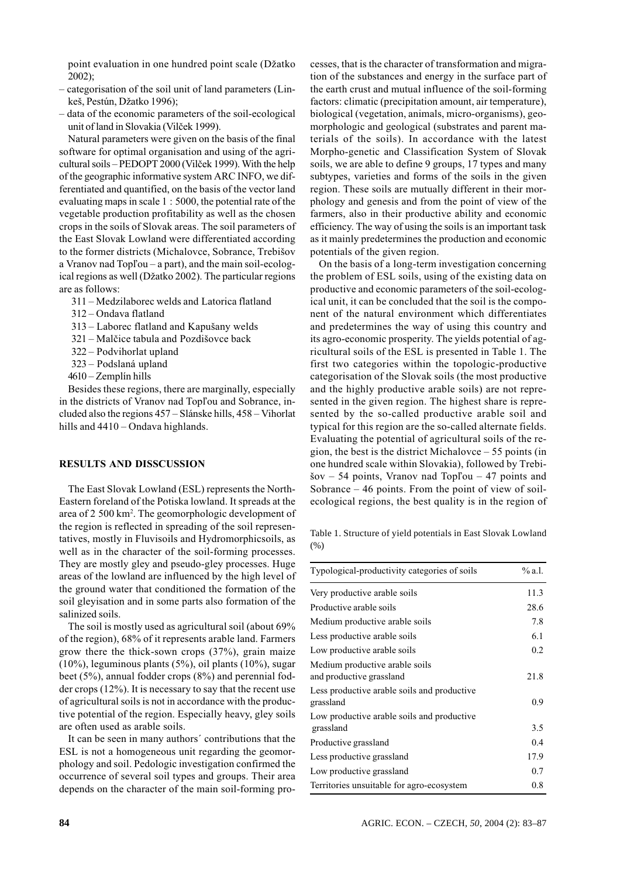point evaluation in one hundred point scale (Džatko 2002);

- categorisation of the soil unit of land parameters (Linkeš, Pestún, Džatko 1996);
- data of the economic parameters of the soil-ecological unit of land in Slovakia (Vilček 1999).

Natural parameters were given on the basis of the final software for optimal organisation and using of the agricultural soils – PEDOPT 2000 (Vilček 1999). With the help of the geographic informative system ARC INFO, we differentiated and quantified, on the basis of the vector land evaluating maps in scale 1 : 5000, the potential rate of the vegetable production profitability as well as the chosen crops in the soils of Slovak areas. The soil parameters of the East Slovak Lowland were differentiated according to the former districts (Michalovce, Sobrance, Trebišov a Vranov nad Topľou – a part), and the main soil-ecological regions as well (Džatko 2002). The particular regions are as follows:

311 – Medzilaborec welds and Latorica flatland
312 – Ondava flatland
313 – Laborec flatland and Kapušany welds
321 – Malčice tabula and Pozdišovce back
322 – Podvihorlat upland
323 – Podslaná upland
4610 – Zemplín hills

Besides these regions, there are marginally, especially in the districts of Vranov nad Topľou and Sobrance, included also the regions 457 – Slánske hills, 458 – Vihorlat hills and 4410 – Ondava highlands.

## RESULTS AND DISSCUSSION

The East Slovak Lowland (ESL) represents the North-Eastern foreland of the Potiska lowland. It spreads at the area of 2 500 km$^2$. The geomorphologic development of the region is reflected in spreading of the soil representatives, mostly in Fluvisoils and Hydromorphicsoils, as well as in the character of the soil-forming processes. They are mostly gley and pseudo-gley processes. Huge areas of the lowland are influenced by the high level of the ground water that conditioned the formation of the soil gleyisation and in some parts also formation of the salinized soils.

The soil is mostly used as agricultural soil (about 69% of the region), 68% of it represents arable land. Farmers grow there the thick-sown crops (37%), grain maize (10%), leguminous plants (5%), oil plants (10%), sugar beet (5%), annual fodder crops (8%) and perennial fodder crops (12%). It is necessary to say that the recent use of agricultural soils is not in accordance with the productive potential of the region. Especially heavy, gley soils are often used as arable soils.

It can be seen in many authors´ contributions that the ESL is not a homogeneous unit regarding the geomorphology and soil. Pedologic investigation confirmed the occurrence of several soil types and groups. Their area depends on the character of the main soil-forming processes, that is the character of transformation and migration of the substances and energy in the surface part of the earth crust and mutual influence of the soil-forming factors: climatic (precipitation amount, air temperature), biological (vegetation, animals, micro-organisms), geomorphologic and geological (substrates and parent materials of the soils). In accordance with the latest Morpho-genetic and Classification System of Slovak soils, we are able to define 9 groups, 17 types and many subtypes, varieties and forms of the soils in the given region. These soils are mutually different in their morphology and genesis and from the point of view of the farmers, also in their productive ability and economic efficiency. The way of using the soils is an important task as it mainly predetermines the production and economic potentials of the given region.

On the basis of a long-term investigation concerning the problem of ESL soils, using of the existing data on productive and economic parameters of the soil-ecological unit, it can be concluded that the soil is the component of the natural environment which differentiates and predetermines the way of using this country and its agro-economic prosperity. The yields potential of agricultural soils of the ESL is presented in Table 1. The first two categories within the topologic-productive categorisation of the Slovak soils (the most productive and the highly productive arable soils) are not represented in the given region. The highest share is represented by the so-called productive arable soil and typical for this region are the so-called alternate fields. Evaluating the potential of agricultural soils of the region, the best is the district Michalovce – 55 points (in one hundred scale within Slovakia), followed by Trebišov – 54 points, Vranov nad Topľou – 47 points and Sobrance – 46 points. From the point of view of soil-ecological regions, the best quality is in the region of

Table 1. Structure of yield potentials in East Slovak Lowland (%)

| Typological-productivity categories of soils | % a.l. |
|---|---|
| Very productive arable soils | 11.3 |
| Productive arable soils | 28.6 |
| Medium productive arable soils | 7.8 |
| Less productive arable soils | 6.1 |
| Low productive arable soils | 0.2 |
| Medium productive arable soils and productive grassland | 21.8 |
| Less productive arable soils and productive grassland | 0.9 |
| Low productive arable soils and productive grassland | 3.5 |
| Productive grassland | 0.4 |
| Less productive grassland | 17.9 |
| Low productive grassland | 0.7 |
| Territories unsuitable for agro-ecosystem | 0.8 |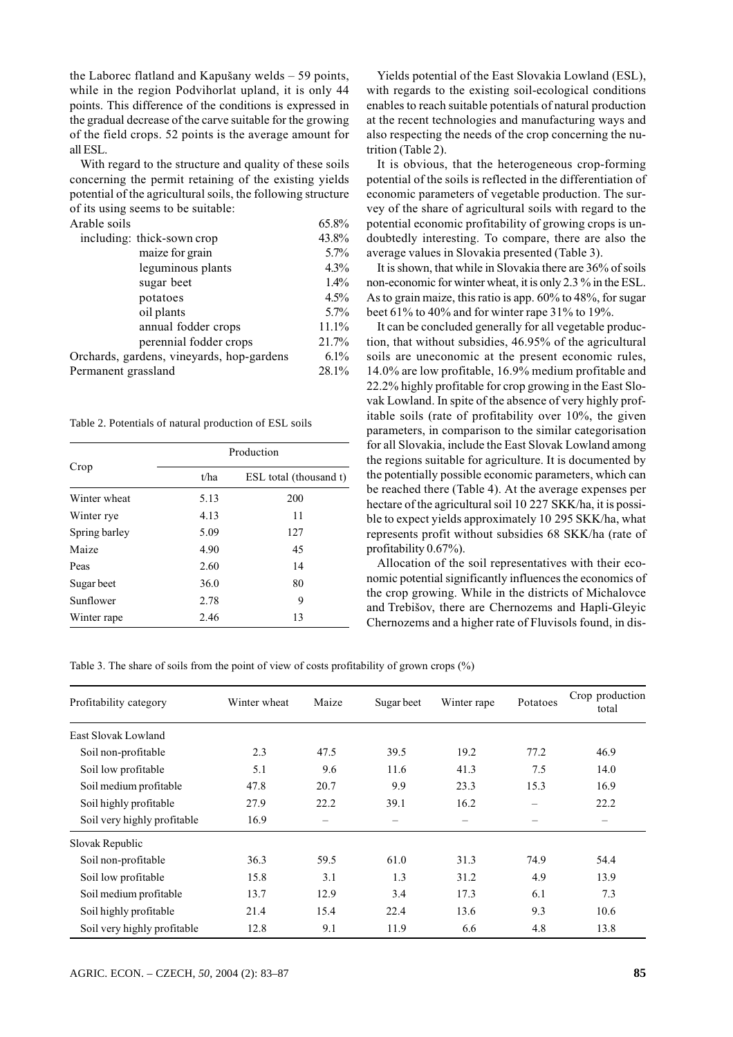the Laborec flatland and Kapušany welds – 59 points, while in the region Podvihorlat upland, it is only 44 points. This difference of the conditions is expressed in the gradual decrease of the carve suitable for the growing of the field crops. 52 points is the average amount for all ESL.

With regard to the structure and quality of these soils concerning the permit retaining of the existing yields potential of the agricultural soils, the following structure of its using seems to be suitable:

| | |
|---|---|
| Arable soils | 65.8% |
| including: thick-sown crop | 43.8% |
| maize for grain | 5.7% |
| leguminous plants | 4.3% |
| sugar beet | 1.4% |
| potatoes | 4.5% |
| oil plants | 5.7% |
| annual fodder crops | 11.1% |
| perennial fodder crops | 21.7% |
| Orchards, gardens, vineyards, hop-gardens | 6.1% |
| Permanent grassland | 28.1% |

Table 2. Potentials of natural production of ESL soils

| Crop | Production | |
|---|---|---|
| | t/ha | ESL total (thousand t) |
| Winter wheat | 5.13 | 200 |
| Winter rye | 4.13 | 11 |
| Spring barley | 5.09 | 127 |
| Maize | 4.90 | 45 |
| Peas | 2.60 | 14 |
| Sugar beet | 36.0 | 80 |
| Sunflower | 2.78 | 9 |
| Winter rape | 2.46 | 13 |

Yields potential of the East Slovakia Lowland (ESL), with regards to the existing soil-ecological conditions enables to reach suitable potentials of natural production at the recent technologies and manufacturing ways and also respecting the needs of the crop concerning the nutrition (Table 2).

It is obvious, that the heterogeneous crop-forming potential of the soils is reflected in the differentiation of economic parameters of vegetable production. The survey of the share of agricultural soils with regard to the potential economic profitability of growing crops is undoubtedly interesting. To compare, there are also the average values in Slovakia presented (Table 3).

It is shown, that while in Slovakia there are 36% of soils non-economic for winter wheat, it is only 2.3 % in the ESL. As to grain maize, this ratio is app. 60% to 48%, for sugar beet 61% to 40% and for winter rape 31% to 19%.

It can be concluded generally for all vegetable production, that without subsidies, 46.95% of the agricultural soils are uneconomic at the present economic rules, 14.0% are low profitable, 16.9% medium profitable and 22.2% highly profitable for crop growing in the East Slovak Lowland. In spite of the absence of very highly profitable soils (rate of profitability over 10%, the given parameters, in comparison to the similar categorisation for all Slovakia, include the East Slovak Lowland among the regions suitable for agriculture. It is documented by the potentially possible economic parameters, which can be reached there (Table 4). At the average expenses per hectare of the agricultural soil 10 227 SKK/ha, it is possible to expect yields approximately 10 295 SKK/ha, what represents profit without subsidies 68 SKK/ha (rate of profitability 0.67%).

Allocation of the soil representatives with their economic potential significantly influences the economics of the crop growing. While in the districts of Michalovce and Trebišov, there are Chernozems and Hapli-Gleyic Chernozems and a higher rate of Fluvisols found, in dis-

Table 3. The share of soils from the point of view of costs profitability of grown crops (%)

| Profitability category | Winter wheat | Maize | Sugar beet | Winter rape | Potatoes | Crop production total |
|---|---|---|---|---|---|---|
| East Slovak Lowland | | | | | | |
| Soil non-profitable | 2.3 | 47.5 | 39.5 | 19.2 | 77.2 | 46.9 |
| Soil low profitable | 5.1 | 9.6 | 11.6 | 41.3 | 7.5 | 14.0 |
| Soil medium profitable | 47.8 | 20.7 | 9.9 | 23.3 | 15.3 | 16.9 |
| Soil highly profitable | 27.9 | 22.2 | 39.1 | 16.2 | – | 22.2 |
| Soil very highly profitable | 16.9 | – | – | – | – | – |
| Slovak Republic | | | | | | |
| Soil non-profitable | 36.3 | 59.5 | 61.0 | 31.3 | 74.9 | 54.4 |
| Soil low profitable | 15.8 | 3.1 | 1.3 | 31.2 | 4.9 | 13.9 |
| Soil medium profitable | 13.7 | 12.9 | 3.4 | 17.3 | 6.1 | 7.3 |
| Soil highly profitable | 21.4 | 15.4 | 22.4 | 13.6 | 9.3 | 10.6 |
| Soil very highly profitable | 12.8 | 9.1 | 11.9 | 6.6 | 4.8 | 13.8 |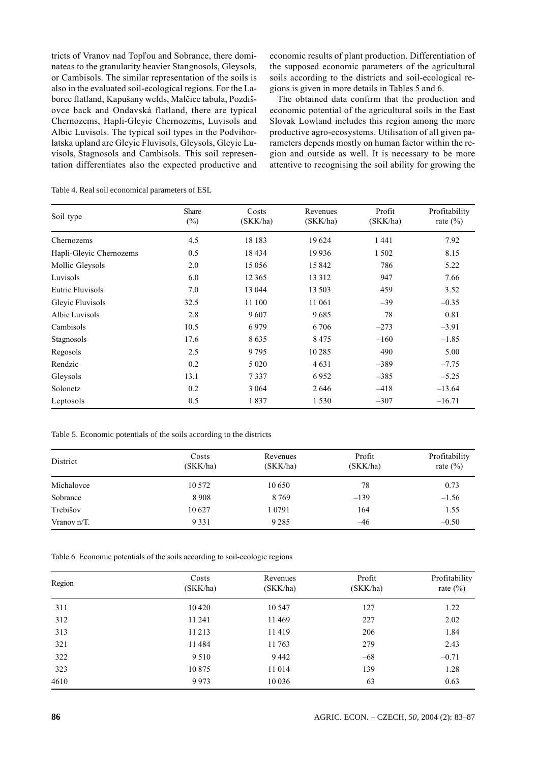tricts of Vranov nad Topľou and Sobrance, there dominateas to the granularity heavier Stangnosols, Gleysols, or Cambisols. The similar representation of the soils is also in the evaluated soil-ecological regions. For the Laborec flatland, Kapušany welds, Malčice tabula, Pozdišovce back and Ondavská flatland, there are typical Chernozems, Hapli-Gleyic Chernozems, Luvisols and Albic Luvisols. The typical soil types in the Podvihorlatska upland are Gleyic Fluvisols, Gleysols, Gleyic Luvisols, Stagnosols and Cambisols. This soil representation differentiates also the expected productive and economic results of plant production. Differentiation of the supposed economic parameters of the agricultural soils according to the districts and soil-ecological regions is given in more details in Tables 5 and 6.

The obtained data confirm that the production and economic potential of the agricultural soils in the East Slovak Lowland includes this region among the more productive agro-ecosystems. Utilisation of all given parameters depends mostly on human factor within the region and outside as well. It is necessary to be more attentive to recognising the soil ability for growing the

Table 4. Real soil economical parameters of ESL

| Soil type | Share (%) | Costs (SKK/ha) | Revenues (SKK/ha) | Profit (SKK/ha) | Profitability rate (%) |
|---|---|---|---|---|---|
| Chernozems | 4.5 | 18 183 | 19 624 | 1 441 | 7.92 |
| Hapli-Gleyic Chernozems | 0.5 | 18 434 | 19 936 | 1 502 | 8.15 |
| Mollic Gleysols | 2.0 | 15 056 | 15 842 | 786 | 5.22 |
| Luvisols | 6.0 | 12 365 | 13 312 | 947 | 7.66 |
| Eutric Fluvisols | 7.0 | 13 044 | 13 503 | 459 | 3.52 |
| Gleyic Fluvisols | 32.5 | 11 100 | 11 061 | –39 | –0.35 |
| Albic Luvisols | 2.8 | 9 607 | 9 685 | 78 | 0.81 |
| Cambisols | 10.5 | 6 979 | 6 706 | –273 | –3.91 |
| Stagnosols | 17.6 | 8 635 | 8 475 | –160 | –1.85 |
| Regosols | 2.5 | 9 795 | 10 285 | 490 | 5.00 |
| Rendzic | 0.2 | 5 020 | 4 631 | –389 | –7.75 |
| Gleysols | 13.1 | 7 337 | 6 952 | –385 | –5.25 |
| Solonetz | 0.2 | 3 064 | 2 646 | –418 | –13.64 |
| Leptosols | 0.5 | 1 837 | 1 530 | –307 | –16.71 |

Table 5. Economic potentials of the soils according to the districts

| District | Costs (SKK/ha) | Revenues (SKK/ha) | Profit (SKK/ha) | Profitability rate (%) |
|---|---|---|---|---|
| Michalovce | 10 572 | 10 650 | 78 | 0.73 |
| Sobrance | 8 908 | 8 769 | –139 | –1.56 |
| Trebišov | 10 627 | 1 0791 | 164 | 1.55 |
| Vranov n/T. | 9 331 | 9 285 | –46 | –0.50 |

Table 6. Economic potentials of the soils according to soil-ecologic regions

| Region | Costs (SKK/ha) | Revenues (SKK/ha) | Profit (SKK/ha) | Profitability rate (%) |
|---|---|---|---|---|
| 311 | 10 420 | 10 547 | 127 | 1.22 |
| 312 | 11 241 | 11 469 | 227 | 2.02 |
| 313 | 11 213 | 11 419 | 206 | 1.84 |
| 321 | 11 484 | 11 763 | 279 | 2.43 |
| 322 | 9 510 | 9 442 | –68 | –0.71 |
| 323 | 10 875 | 11 014 | 139 | 1.28 |
| 4610 | 9 973 | 10 036 | 63 | 0.63 |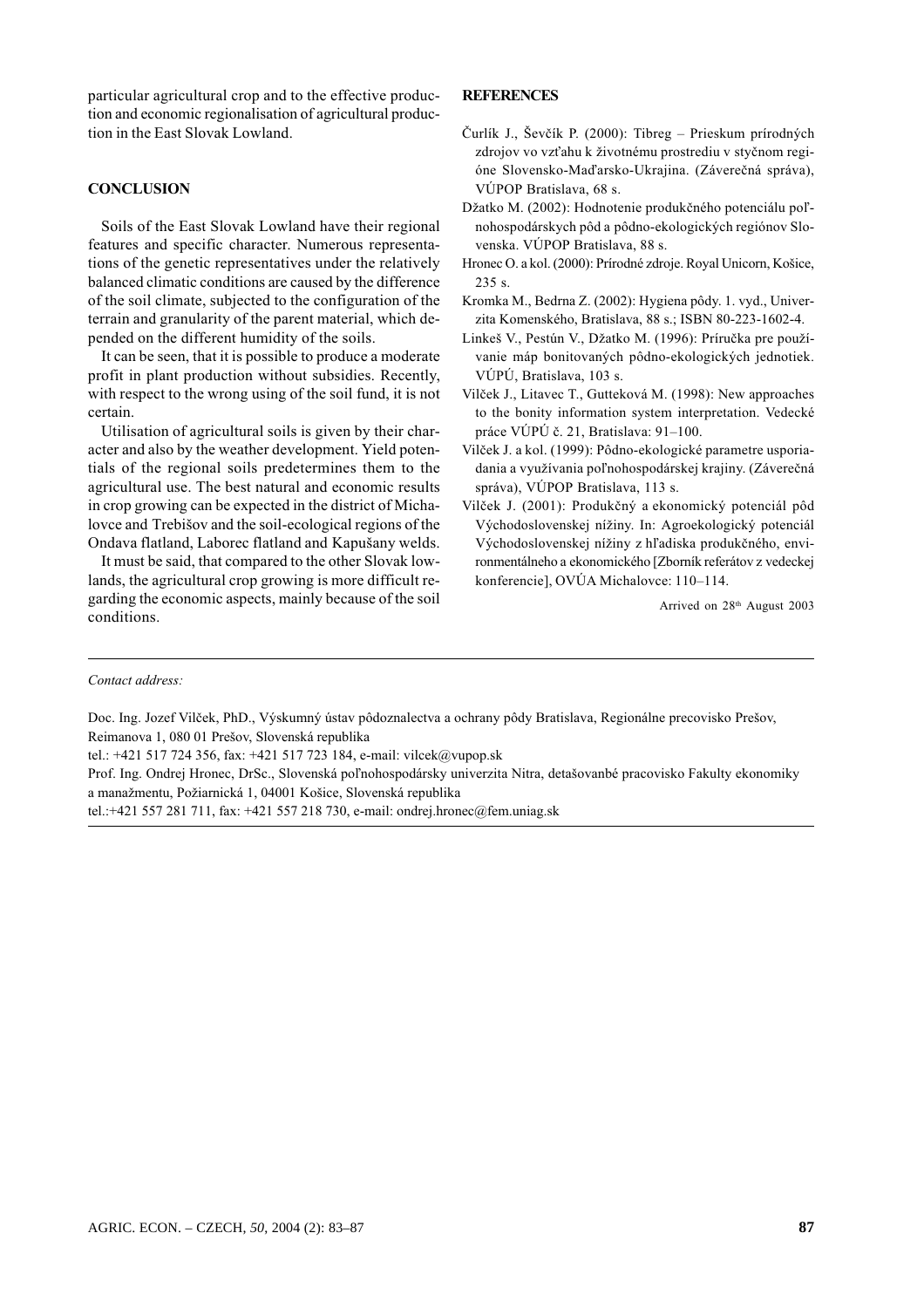particular agricultural crop and to the effective production and economic regionalisation of agricultural production in the East Slovak Lowland.

## CONCLUSION

Soils of the East Slovak Lowland have their regional features and specific character. Numerous representations of the genetic representatives under the relatively balanced climatic conditions are caused by the difference of the soil climate, subjected to the configuration of the terrain and granularity of the parent material, which depended on the different humidity of the soils.

It can be seen, that it is possible to produce a moderate profit in plant production without subsidies. Recently, with respect to the wrong using of the soil fund, it is not certain.

Utilisation of agricultural soils is given by their character and also by the weather development. Yield potentials of the regional soils predetermines them to the agricultural use. The best natural and economic results in crop growing can be expected in the district of Michalovce and Trebišov and the soil-ecological regions of the Ondava flatland, Laborec flatland and Kapušany welds.

It must be said, that compared to the other Slovak lowlands, the agricultural crop growing is more difficult regarding the economic aspects, mainly because of the soil conditions.

## REFERENCES

Čurlík J., Ševčík P. (2000): Tibreg – Prieskum prírodných zdrojov vo vzťahu k životnému prostrediu v styčnom regióne Slovensko-Maďarsko-Ukrajina. (Záverečná správa), VÚPOP Bratislava, 68 s.

Džatko M. (2002): Hodnotenie produkčného potenciálu poľnohospodárskych pôd a pôdno-ekologických regiónov Slovenska. VÚPOP Bratislava, 88 s.

Hronec O. a kol. (2000): Prírodné zdroje. Royal Unicorn, Košice, 235 s.

Kromka M., Bedrna Z. (2002): Hygiena pôdy. 1. vyd., Univerzita Komenského, Bratislava, 88 s.; ISBN 80-223-1602-4.

Linkeš V., Pestún V., Džatko M. (1996): Príručka pre používanie máp bonitovaných pôdno-ekologických jednotiek. VÚPÚ, Bratislava, 103 s.

Vilček J., Litavec T., Gutteková M. (1998): New approaches to the bonity information system interpretation. Vedecké práce VÚPÚ č. 21, Bratislava: 91–100.

Vilček J. a kol. (1999): Pôdno-ekologické parametre usporiadania a využívania poľnohospodárskej krajiny. (Záverečná správa), VÚPOP Bratislava, 113 s.

Vilček J. (2001): Produkčný a ekonomický potenciál pôd Východoslovenskej nížiny. In: Agroekologický potenciál Východoslovenskej nížiny z hľadiska produkčného, environmentálneho a ekonomického [Zborník referátov z vedeckej konferencie], OVÚA Michalovce: 110–114.

Arrived on 28th August 2003

*Contact address:*

Doc. Ing. Jozef Vilček, PhD., Výskumný ústav pôdoznalectva a ochrany pôdy Bratislava, Regionálne precovisko Prešov, Reimanova 1, 080 01 Prešov, Slovenská republika
tel.: +421 517 724 356, fax: +421 517 723 184, e-mail: vilcek@vupop.sk

Prof. Ing. Ondrej Hronec, DrSc., Slovenská poľnohospodársky univerzita Nitra, detašovanbé pracovisko Fakulty ekonomiky a manažmentu, Požiarnická 1, 04001 Košice, Slovenská republika
tel.:+421 557 281 711, fax: +421 557 218 730, e-mail: ondrej.hronec@fem.uniag.sk